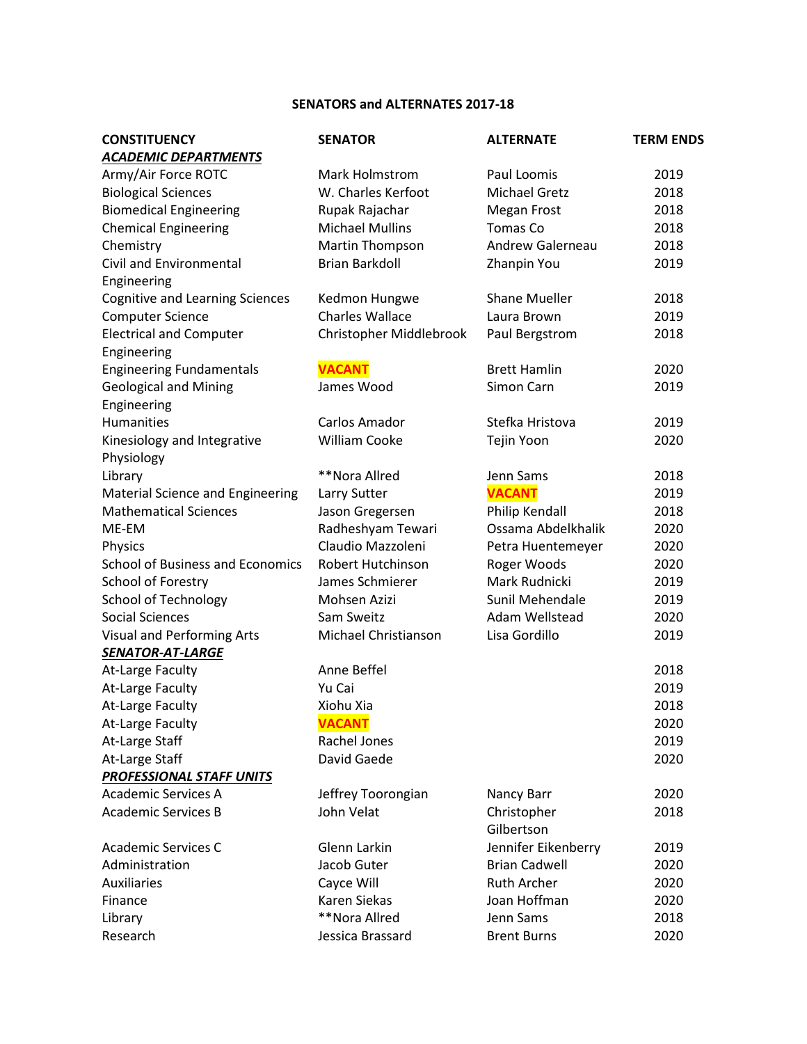# SENATORS and ALTERNATES 2017-18

| CONSTITUENCY | SENATOR | ALTERNATE | TERM ENDS |
|---|---|---|---|
| ***ACADEMIC DEPARTMENTS*** | | | |
| Army/Air Force ROTC | Mark Holmstrom | Paul Loomis | 2019 |
| Biological Sciences | W. Charles Kerfoot | Michael Gretz | 2018 |
| Biomedical Engineering | Rupak Rajachar | Megan Frost | 2018 |
| Chemical Engineering | Michael Mullins | Tomas Co | 2018 |
| Chemistry | Martin Thompson | Andrew Galerneau | 2018 |
| Civil and Environmental Engineering | Brian Barkdoll | Zhanpin You | 2019 |
| Cognitive and Learning Sciences | Kedmon Hungwe | Shane Mueller | 2018 |
| Computer Science | Charles Wallace | Laura Brown | 2019 |
| Electrical and Computer Engineering | Christopher Middlebrook | Paul Bergstrom | 2018 |
| Engineering Fundamentals | **VACANT** | Brett Hamlin | 2020 |
| Geological and Mining Engineering | James Wood | Simon Carn | 2019 |
| Humanities | Carlos Amador | Stefka Hristova | 2019 |
| Kinesiology and Integrative Physiology | William Cooke | Tejin Yoon | 2020 |
| Library | **Nora Allred | Jenn Sams | 2018 |
| Material Science and Engineering | Larry Sutter | **VACANT** | 2019 |
| Mathematical Sciences | Jason Gregersen | Philip Kendall | 2018 |
| ME-EM | Radheshyam Tewari | Ossama Abdelkhalik | 2020 |
| Physics | Claudio Mazzoleni | Petra Huentemeyer | 2020 |
| School of Business and Economics | Robert Hutchinson | Roger Woods | 2020 |
| School of Forestry | James Schmierer | Mark Rudnicki | 2019 |
| School of Technology | Mohsen Azizi | Sunil Mehendale | 2019 |
| Social Sciences | Sam Sweitz | Adam Wellstead | 2020 |
| Visual and Performing Arts | Michael Christianson | Lisa Gordillo | 2019 |
| ***SENATOR-AT-LARGE*** | | | |
| At-Large Faculty | Anne Beffel | | 2018 |
| At-Large Faculty | Yu Cai | | 2019 |
| At-Large Faculty | Xiohu Xia | | 2018 |
| At-Large Faculty | **VACANT** | | 2020 |
| At-Large Staff | Rachel Jones | | 2019 |
| At-Large Staff | David Gaede | | 2020 |
| ***PROFESSIONAL STAFF UNITS*** | | | |
| Academic Services A | Jeffrey Toorongian | Nancy Barr | 2020 |
| Academic Services B | John Velat | Christopher Gilbertson | 2018 |
| Academic Services C | Glenn Larkin | Jennifer Eikenberry | 2019 |
| Administration | Jacob Guter | Brian Cadwell | 2020 |
| Auxiliaries | Cayce Will | Ruth Archer | 2020 |
| Finance | Karen Siekas | Joan Hoffman | 2020 |
| Library | **Nora Allred | Jenn Sams | 2018 |
| Research | Jessica Brassard | Brent Burns | 2020 |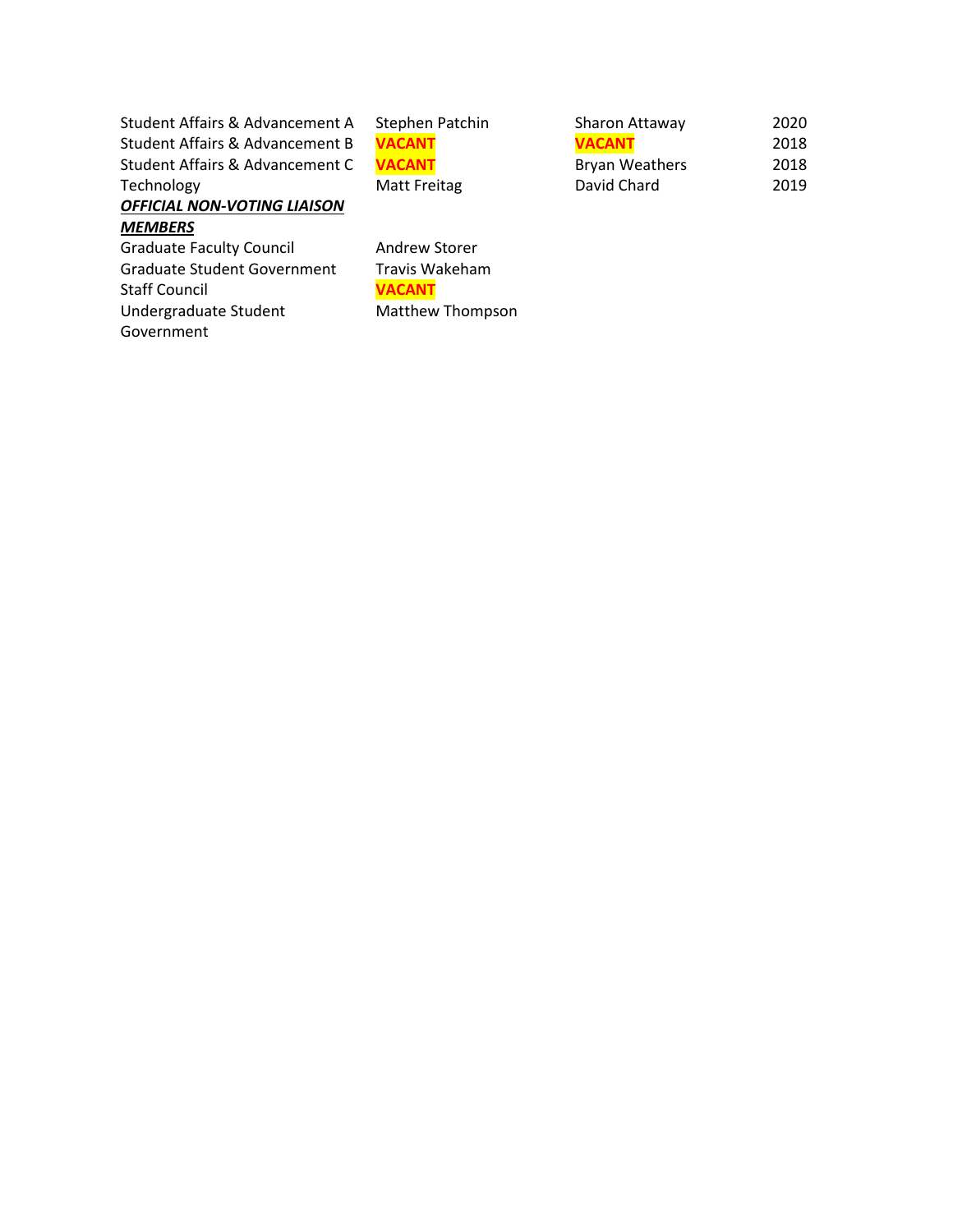| | | | |
|---|---|---|---|
| Student Affairs & Advancement A | Stephen Patchin | Sharon Attaway | 2020 |
| Student Affairs & Advancement B | **VACANT** | **VACANT** | 2018 |
| Student Affairs & Advancement C | **VACANT** | Bryan Weathers | 2018 |
| Technology | Matt Freitag | David Chard | 2019 |
| ***OFFICIAL NON-VOTING LIAISON MEMBERS*** | | | |
| Graduate Faculty Council | Andrew Storer | | |
| Graduate Student Government | Travis Wakeham | | |
| Staff Council | **VACANT** | | |
| Undergraduate Student Government | Matthew Thompson | | |